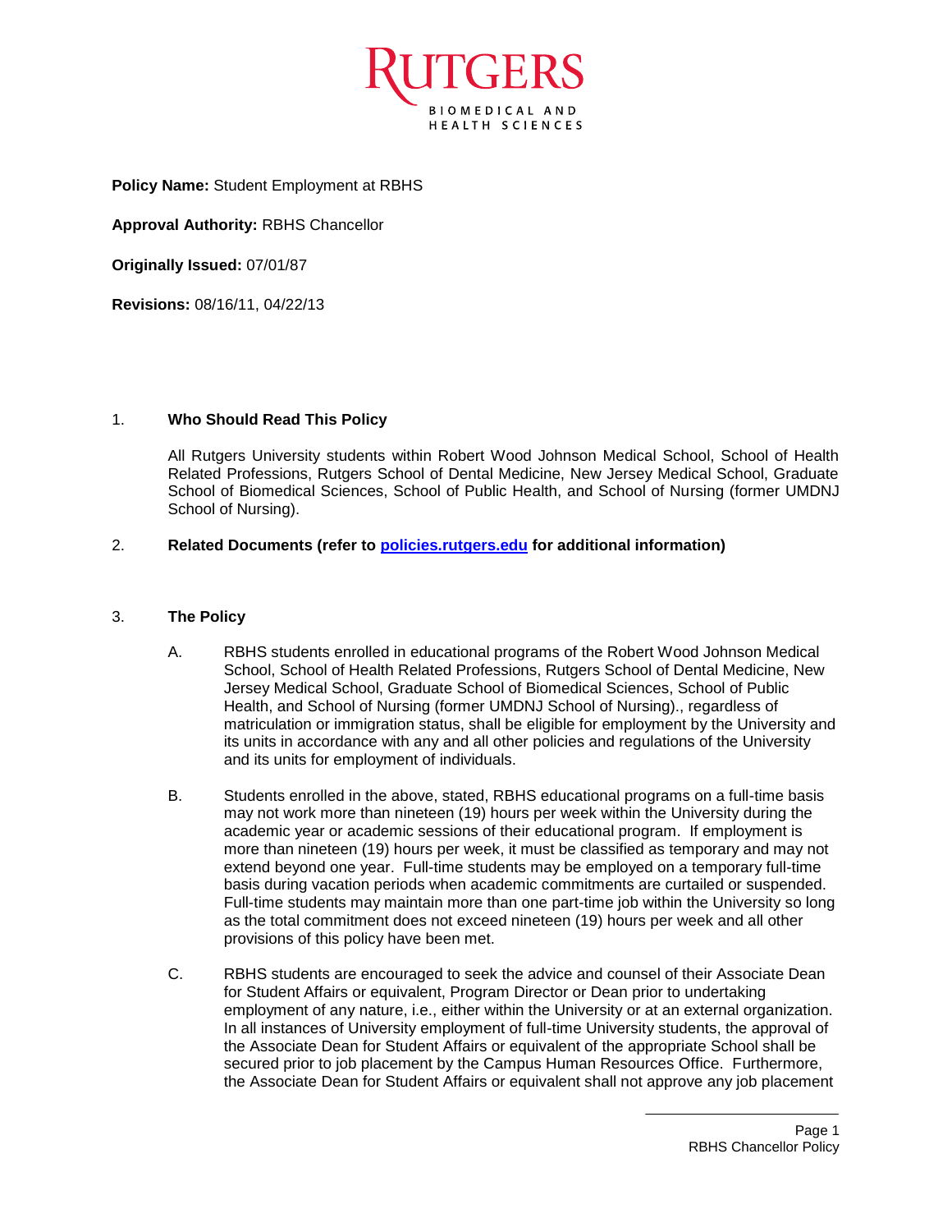**Policy Name:** Student Employment at RBHS

**Approval Authority:** RBHS Chancellor

**Originally Issued:** 07/01/87

**Revisions:** 08/16/11, 04/22/13

1. **Who Should Read This Policy**

   All Rutgers University students within Robert Wood Johnson Medical School, School of Health Related Professions, Rutgers School of Dental Medicine, New Jersey Medical School, Graduate School of Biomedical Sciences, School of Public Health, and School of Nursing (former UMDNJ School of Nursing).

2. **Related Documents (refer to [policies.rutgers.edu](policies.rutgers.edu) for additional information)**

3. **The Policy**

   A. RBHS students enrolled in educational programs of the Robert Wood Johnson Medical School, School of Health Related Professions, Rutgers School of Dental Medicine, New Jersey Medical School, Graduate School of Biomedical Sciences, School of Public Health, and School of Nursing (former UMDNJ School of Nursing)., regardless of matriculation or immigration status, shall be eligible for employment by the University and its units in accordance with any and all other policies and regulations of the University and its units for employment of individuals.

   B. Students enrolled in the above, stated, RBHS educational programs on a full-time basis may not work more than nineteen (19) hours per week within the University during the academic year or academic sessions of their educational program. If employment is more than nineteen (19) hours per week, it must be classified as temporary and may not extend beyond one year. Full-time students may be employed on a temporary full-time basis during vacation periods when academic commitments are curtailed or suspended. Full-time students may maintain more than one part-time job within the University so long as the total commitment does not exceed nineteen (19) hours per week and all other provisions of this policy have been met.

   C. RBHS students are encouraged to seek the advice and counsel of their Associate Dean for Student Affairs or equivalent, Program Director or Dean prior to undertaking employment of any nature, i.e., either within the University or at an external organization. In all instances of University employment of full-time University students, the approval of the Associate Dean for Student Affairs or equivalent of the appropriate School shall be secured prior to job placement by the Campus Human Resources Office. Furthermore, the Associate Dean for Student Affairs or equivalent shall not approve any job placement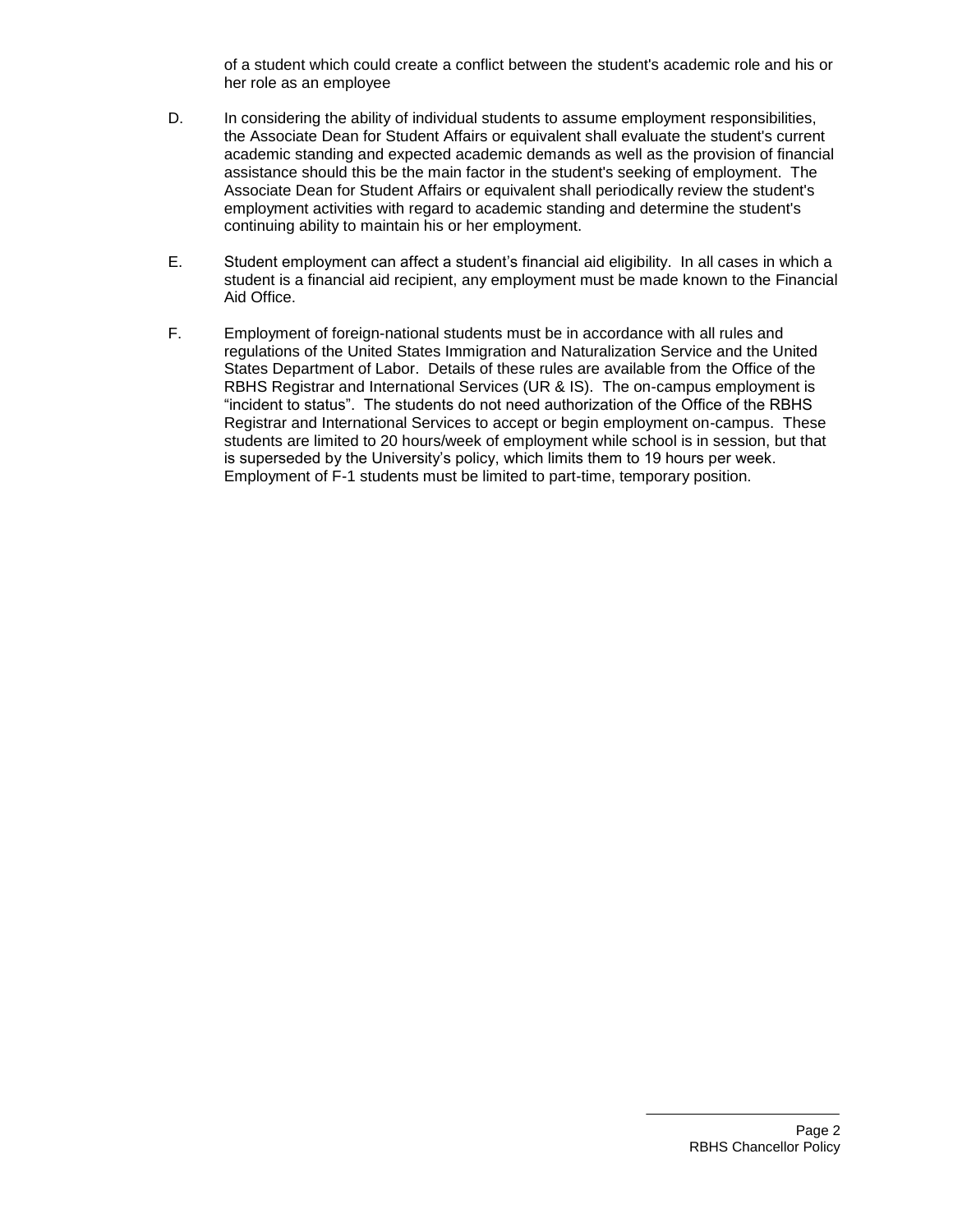of a student which could create a conflict between the student's academic role and his or her role as an employee

D. In considering the ability of individual students to assume employment responsibilities, the Associate Dean for Student Affairs or equivalent shall evaluate the student's current academic standing and expected academic demands as well as the provision of financial assistance should this be the main factor in the student's seeking of employment. The Associate Dean for Student Affairs or equivalent shall periodically review the student's employment activities with regard to academic standing and determine the student's continuing ability to maintain his or her employment.

E. Student employment can affect a student's financial aid eligibility. In all cases in which a student is a financial aid recipient, any employment must be made known to the Financial Aid Office.

F. Employment of foreign-national students must be in accordance with all rules and regulations of the United States Immigration and Naturalization Service and the United States Department of Labor. Details of these rules are available from the Office of the RBHS Registrar and International Services (UR & IS). The on-campus employment is "incident to status". The students do not need authorization of the Office of the RBHS Registrar and International Services to accept or begin employment on-campus. These students are limited to 20 hours/week of employment while school is in session, but that is superseded by the University's policy, which limits them to 19 hours per week. Employment of F-1 students must be limited to part-time, temporary position.